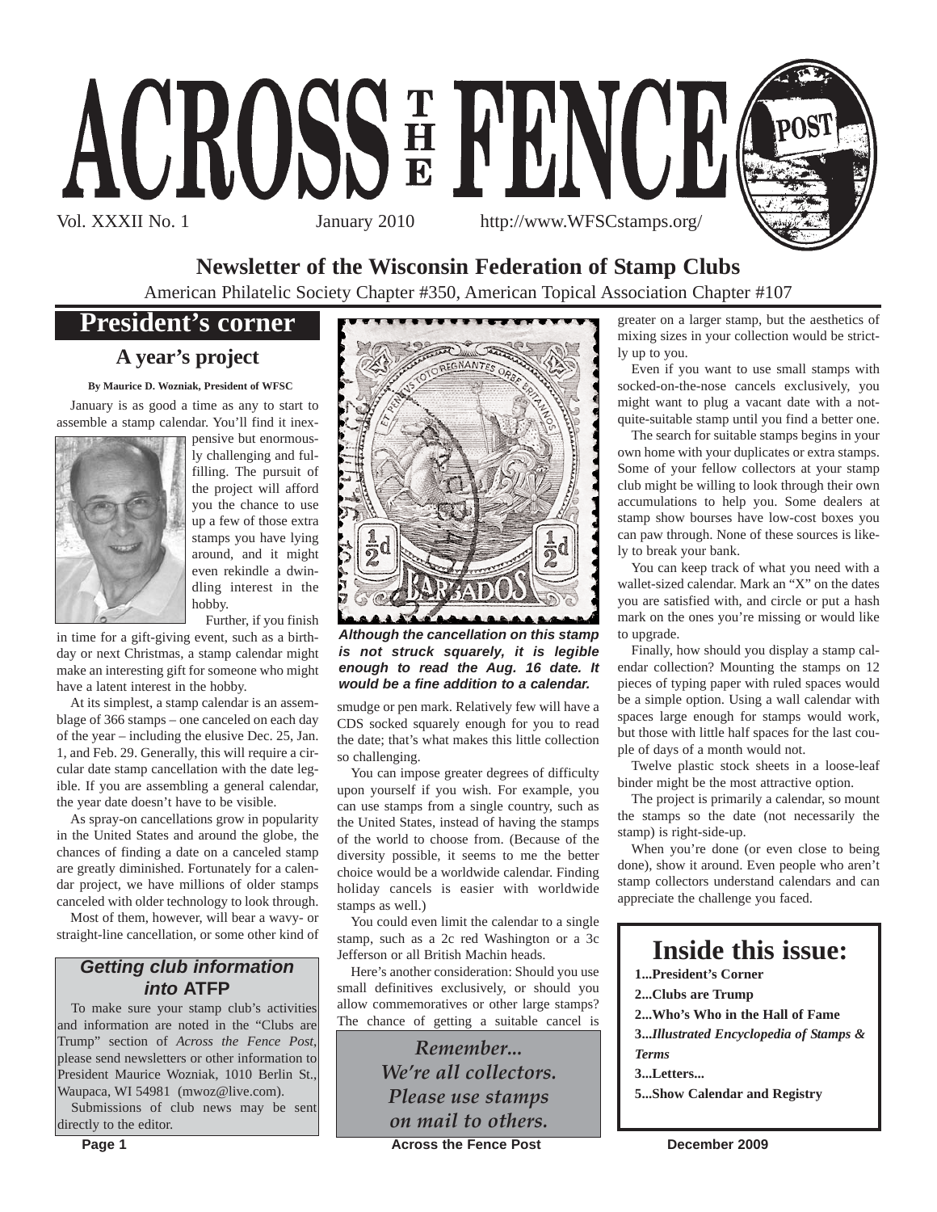# ACROSS THE FENCE POST

Vol. XXXII No. 1 January 2010 http://www.WFSCstamps.org/

## Newsletter of the Wisconsin Federation of Stamp Clubs

American Philatelic Society Chapter #350, American Topical Association Chapter #107

## President's corner

### A year's project

**By Maurice D. Wozniak, President of WFSC**

January is as good a time as any to start to assemble a stamp calendar. You'll find it inexpensive but enormously challenging and fulfilling. The pursuit of the project will afford you the chance to use up a few of those extra stamps you have lying around, and it might even rekindle a dwindling interest in the hobby.

Further, if you finish in time for a gift-giving event, such as a birthday or next Christmas, a stamp calendar might make an interesting gift for someone who might have a latent interest in the hobby.

At its simplest, a stamp calendar is an assemblage of 366 stamps – one canceled on each day of the year – including the elusive Dec. 25, Jan. 1, and Feb. 29. Generally, this will require a circular date stamp cancellation with the date legible. If you are assembling a general calendar, the year date doesn't have to be visible.

As spray-on cancellations grow in popularity in the United States and around the globe, the chances of finding a date on a canceled stamp are greatly diminished. Fortunately for a calendar project, we have millions of older stamps canceled with older technology to look through.

Most of them, however, will bear a wavy- or straight-line cancellation, or some other kind of smudge or pen mark. Relatively few will have a CDS socked squarely enough for you to read the date; that's what makes this little collection so challenging.

*Although the cancellation on this stamp is not struck squarely, it is legible enough to read the Aug. 16 date. It would be a fine addition to a calendar.*

You can impose greater degrees of difficulty upon yourself if you wish. For example, you can use stamps from a single country, such as the United States, instead of having the stamps of the world to choose from. (Because of the diversity possible, it seems to me the better choice would be a worldwide calendar. Finding holiday cancels is easier with worldwide stamps as well.)

You could even limit the calendar to a single stamp, such as a 2c red Washington or a 3c Jefferson or all British Machin heads.

Here's another consideration: Should you use small definitives exclusively, or should you allow commemoratives or other large stamps? The chance of getting a suitable cancel is greater on a larger stamp, but the aesthetics of mixing sizes in your collection would be strictly up to you.

Even if you want to use small stamps with socked-on-the-nose cancels exclusively, you might want to plug a vacant date with a not-quite-suitable stamp until you find a better one.

The search for suitable stamps begins in your own home with your duplicates or extra stamps. Some of your fellow collectors at your stamp club might be willing to look through their own accumulations to help you. Some dealers at stamp show bourses have low-cost boxes you can paw through. None of these sources is likely to break your bank.

You can keep track of what you need with a wallet-sized calendar. Mark an "X" on the dates you are satisfied with, and circle or put a hash mark on the ones you're missing or would like to upgrade.

Finally, how should you display a stamp calendar collection? Mounting the stamps on 12 pieces of typing paper with ruled spaces would be a simple option. Using a wall calendar with spaces large enough for stamps would work, but those with little half spaces for the last couple of days of a month would not.

Twelve plastic stock sheets in a loose-leaf binder might be the most attractive option.

The project is primarily a calendar, so mount the stamps so the date (not necessarily the stamp) is right-side-up.

When you're done (or even close to being done), show it around. Even people who aren't stamp collectors understand calendars and can appreciate the challenge you faced.

### *Getting club information into* ATFP

To make sure your stamp club's activities and information are noted in the "Clubs are Trump" section of *Across the Fence Post*, please send newsletters or other information to President Maurice Wozniak, 1010 Berlin St., Waupaca, WI 54981 (mwoz@live.com).

Submissions of club news may be sent directly to the editor.

*Remember...*
*We're all collectors.*
*Please use stamps*
*on mail to others.*

## Inside this issue:

**1...President's Corner**

**2...Clubs are Trump**

**2...Who's Who in the Hall of Fame**

**3...*Illustrated Encyclopedia of Stamps & Terms***

**3...Letters...**

**5...Show Calendar and Registry**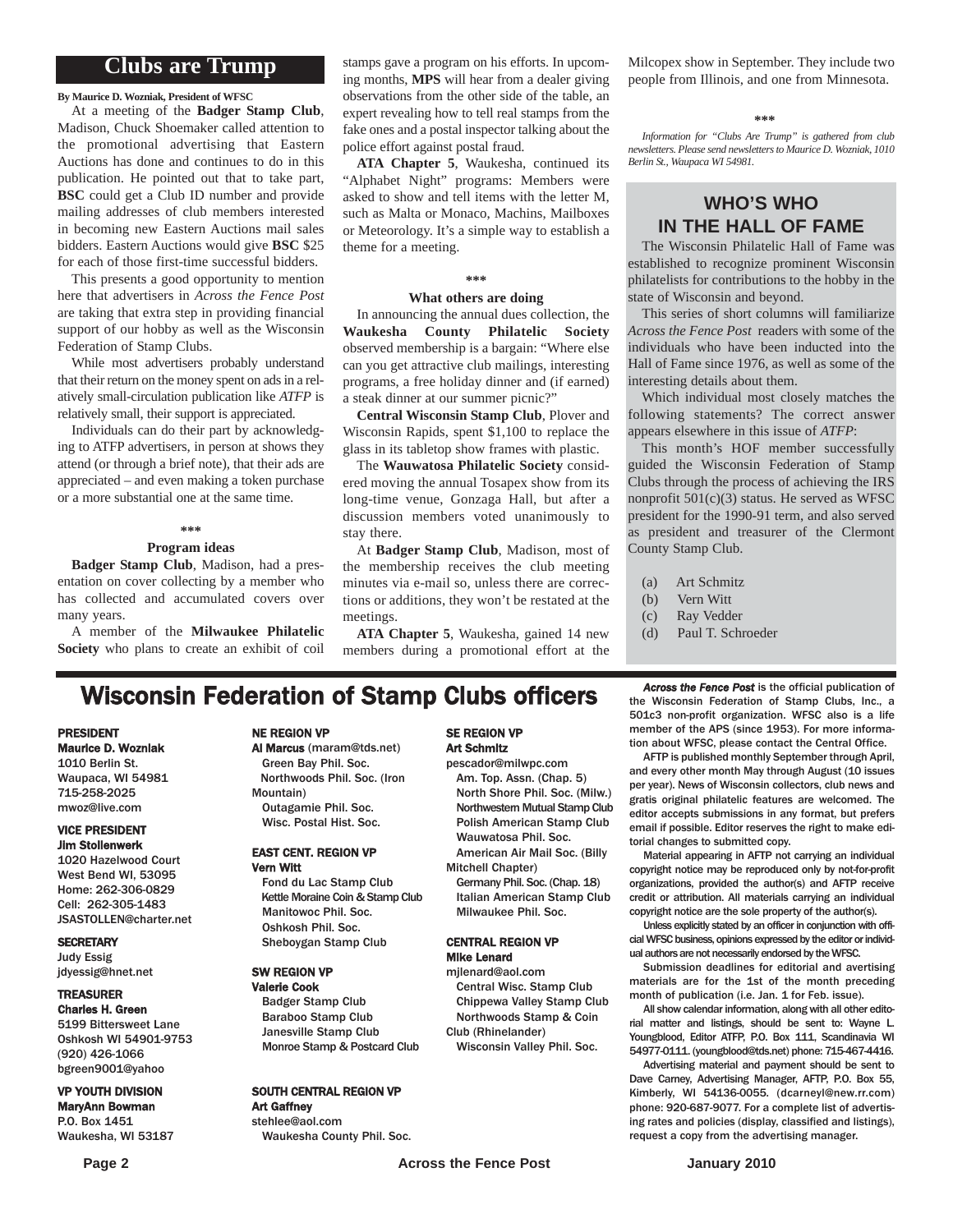# Clubs are Trump

**By Maurice D. Wozniak, President of WFSC**

At a meeting of the **Badger Stamp Club**, Madison, Chuck Shoemaker called attention to the promotional advertising that Eastern Auctions has done and continues to do in this publication. He pointed out that to take part, **BSC** could get a Club ID number and provide mailing addresses of club members interested in becoming new Eastern Auctions mail sales bidders. Eastern Auctions would give **BSC** $25 for each of those first-time successful bidders.

This presents a good opportunity to mention here that advertisers in *Across the Fence Post* are taking that extra step in providing financial support of our hobby as well as the Wisconsin Federation of Stamp Clubs.

While most advertisers probably understand that their return on the money spent on ads in a relatively small-circulation publication like *ATFP* is relatively small, their support is appreciated.

Individuals can do their part by acknowledging to ATFP advertisers, in person at shows they attend (or through a brief note), that their ads are appreciated – and even making a token purchase or a more substantial one at the same time.

\*\*\*

**Program ideas**

**Badger Stamp Club**, Madison, had a presentation on cover collecting by a member who has collected and accumulated covers over many years.

A member of the **Milwaukee Philatelic Society** who plans to create an exhibit of coil stamps gave a program on his efforts. In upcoming months, **MPS** will hear from a dealer giving observations from the other side of the table, an expert revealing how to tell real stamps from the fake ones and a postal inspector talking about the police effort against postal fraud.

**ATA Chapter 5**, Waukesha, continued its "Alphabet Night" programs: Members were asked to show and tell items with the letter M, such as Malta or Monaco, Machins, Mailboxes or Meteorology. It's a simple way to establish a theme for a meeting.

\*\*\*

**What others are doing**

In announcing the annual dues collection, the **Waukesha County Philatelic Society** observed membership is a bargain: "Where else can you get attractive club mailings, interesting programs, a free holiday dinner and (if earned) a steak dinner at our summer picnic?"

**Central Wisconsin Stamp Club**, Plover and Wisconsin Rapids, spent $1,100 to replace the glass in its tabletop show frames with plastic.

The **Wauwatosa Philatelic Society** considered moving the annual Tosapex show from its long-time venue, Gonzaga Hall, but after a discussion members voted unanimously to stay there.

At **Badger Stamp Club**, Madison, most of the membership receives the club meeting minutes via e-mail so, unless there are corrections or additions, they won't be restated at the meetings.

**ATA Chapter 5**, Waukesha, gained 14 new members during a promotional effort at the Milcopex show in September. They include two people from Illinois, and one from Minnesota.

\*\*\*

*Information for "Clubs Are Trump" is gathered from club newsletters. Please send newsletters to Maurice D. Wozniak, 1010 Berlin St., Waupaca WI 54981.*

## WHO'S WHO IN THE HALL OF FAME

The Wisconsin Philatelic Hall of Fame was established to recognize prominent Wisconsin philatelists for contributions to the hobby in the state of Wisconsin and beyond.

This series of short columns will familiarize *Across the Fence Post* readers with some of the individuals who have been inducted into the Hall of Fame since 1976, as well as some of the interesting details about them.

Which individual most closely matches the following statements? The correct answer appears elsewhere in this issue of *ATFP*:

This month's HOF member successfully guided the Wisconsin Federation of Stamp Clubs through the process of achieving the IRS nonprofit 501(c)(3) status. He served as WFSC president for the 1990-91 term, and also served as president and treasurer of the Clermont County Stamp Club.

(a) Art Schmitz
(b) Vern Witt
(c) Ray Vedder
(d) Paul T. Schroeder

# Wisconsin Federation of Stamp Clubs officers

**PRESIDENT**
**Maurice D. Wozniak**
1010 Berlin St.
Waupaca, WI 54981
715-258-2025
mwoz@live.com

**VICE PRESIDENT**
**Jim Stollenwerk**
1020 Hazelwood Court
West Bend WI, 53095
Home: 262-306-0829
Cell: 262-305-1483
JSASTOLLEN@charter.net

**SECRETARY**
Judy Essig
jdyessig@hnet.net

**TREASURER**
**Charles H. Green**
5199 Bittersweet Lane
Oshkosh WI 54901-9753
(920) 426-1066
bgreen9001@yahoo

**VP YOUTH DIVISION**
**MaryAnn Bowman**
P.O. Box 1451
Waukesha, WI 53187

**NE REGION VP**
**Al Marcus** (maram@tds.net)
Green Bay Phil. Soc.
Northwoods Phil. Soc. (Iron Mountain)
Outagamie Phil. Soc.
Wisc. Postal Hist. Soc.

**EAST CENT. REGION VP**
**Vern Witt**
Fond du Lac Stamp Club
Kettle Moraine Coin & Stamp Club
Manitowoc Phil. Soc.
Oshkosh Phil. Soc.
Sheboygan Stamp Club

**SW REGION VP**
**Valerie Cook**
Badger Stamp Club
Baraboo Stamp Club
Janesville Stamp Club
Monroe Stamp & Postcard Club

**SOUTH CENTRAL REGION VP**
**Art Gaffney**
stehlee@aol.com
Waukesha County Phil. Soc.

**SE REGION VP**
**Art Schmitz**
pescador@milwpc.com
Am. Top. Assn. (Chap. 5)
North Shore Phil. Soc. (Milw.)
Northwestern Mutual Stamp Club
Polish American Stamp Club
Wauwatosa Phil. Soc.
American Air Mail Soc. (Billy Mitchell Chapter)
Germany Phil. Soc. (Chap. 18)
Italian American Stamp Club
Milwaukee Phil. Soc.

**CENTRAL REGION VP**
**Mike Lenard**
mjlenard@aol.com
Central Wisc. Stamp Club
Chippewa Valley Stamp Club
Northwoods Stamp & Coin Club (Rhinelander)
Wisconsin Valley Phil. Soc.

***Across the Fence Post*** is the official publication of the Wisconsin Federation of Stamp Clubs, Inc., a 501c3 non-profit organization. WFSC also is a life member of the APS (since 1953). For more information about WFSC, please contact the Central Office.

AFTP is published monthly September through April, and every other month May through August (10 issues per year). News of Wisconsin collectors, club news and gratis original philatelic features are welcomed. The editor accepts submissions in any format, but prefers email if possible. Editor reserves the right to make editorial changes to submitted copy.

Material appearing in AFTP not carrying an individual copyright notice may be reproduced only by not-for-profit organizations, provided the author(s) and AFTP receive credit or attribution. All materials carrying an individual copyright notice are the sole property of the author(s).

Unless explicitly stated by an officer in conjunction with official WFSC business, opinions expressed by the editor or individual authors are not necessarily endorsed by the WFSC.

Submission deadlines for editorial and avertising materials are for the 1st of the month preceding month of publication (i.e. Jan. 1 for Feb. issue).

All show calendar information, along with all other editorial matter and listings, should be sent to: Wayne L. Youngblood, Editor ATFP, P.O. Box 111, Scandinavia WI 54977-0111. (youngblood@tds.net) phone: 715-467-4416.

Advertising material and payment should be sent to Dave Carney, Advertising Manager, AFTP, P.O. Box 55, Kimberly, WI 54136-0055. (dcarneyl@new.rr.com) phone: 920-687-9077. For a complete list of advertising rates and policies (display, classified and listings), request a copy from the advertising manager.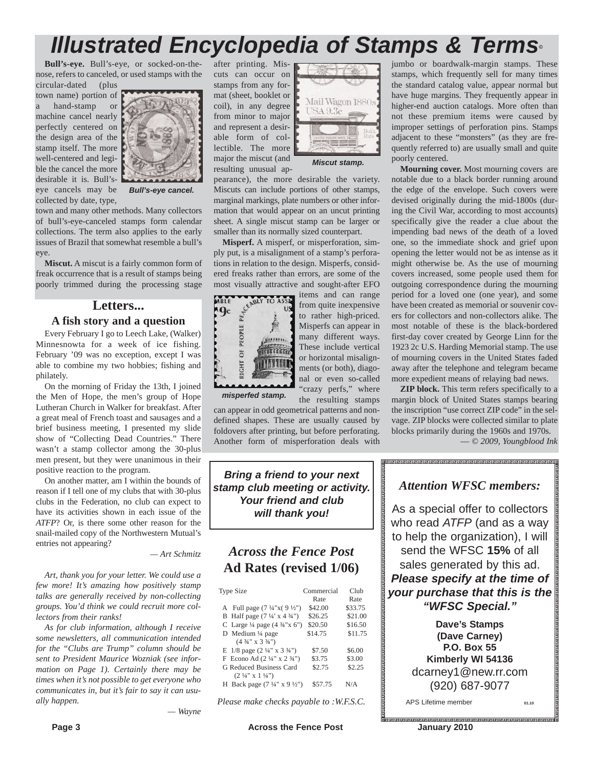# Illustrated Encyclopedia of Stamps & Terms©

**Bull's-eye.** Bull's-eye, or socked-on-the-nose, refers to canceled, or used stamps with the circular-dated (plus town name) portion of a hand-stamp or machine cancel nearly perfectly centered on the design area of the stamp itself. The more well-centered and legible the cancel the more desirable it is. Bull's-eye cancels may be collected by date, type, town and many other methods. Many collectors of bull's-eye-canceled stamps form calendar collections. The term also applies to the early issues of Brazil that somewhat resemble a bull's eye.

*Bull's-eye cancel.*

**Miscut.** A miscut is a fairly common form of freak occurrence that is a result of stamps being poorly trimmed during the processing stage after printing. Miscuts can occur on stamps from any format (sheet, booklet or coil), in any degree from minor to major and represent a desirable form of collectible. The more major the miscut (and resulting unusual appearance), the more desirable the variety. Miscuts can include portions of other stamps, marginal markings, plate numbers or other information that would appear on an uncut printing sheet. A single miscut stamp can be larger or smaller than its normally sized counterpart.

*Miscut stamp.*

**Misperf.** A misperf, or misperforation, simply put, is a misalignment of a stamp's perforations in relation to the design. Misperfs, considered freaks rather than errors, are some of the most visually attractive and sought-after EFO items and can range from quite inexpensive to rather high-priced. Misperfs can appear in many different ways. These include vertical or horizontal misalignments (or both), diagonal or even so-called "crazy perfs," where the resulting stamps can appear in odd geometrical patterns and non-defined shapes. These are usually caused by foldovers after printing, but before perforating. Another form of misperforation deals with jumbo or boardwalk-margin stamps. These stamps, which frequently sell for many times the standard catalog value, appear normal but have huge margins. They frequently appear in higher-end auction catalogs. More often than not these premium items were caused by improper settings of perforation pins. Stamps adjacent to these "monsters" (as they are frequently referred to) are usually small and quite poorly centered.

*misperfed stamp.*

**Mourning cover.** Most mourning covers are notable due to a black border running around the edge of the envelope. Such covers were devised originally during the mid-1800s (during the Civil War, according to most accounts) specifically give the reader a clue about the impending bad news of the death of a loved one, so the immediate shock and grief upon opening the letter would not be as intense as it might otherwise be. As the use of mourning covers increased, some people used them for outgoing correspondence during the mourning period for a loved one (one year), and some have been created as memorial or souvenir covers for collectors and non-collectors alike. The most notable of these is the black-bordered first-day cover created by George Linn for the 1923 2c U.S. Harding Memorial stamp. The use of mourning covers in the United States faded away after the telephone and telegram became more expedient means of relaying bad news.

**ZIP block.** This term refers specifically to a margin block of United States stamps bearing the inscription "use correct ZIP code" in the selvage. ZIP blocks were collected similar to plate blocks primarily during the 1960s and 1970s.

*— © 2009, Youngblood Ink*

## Letters...

### A fish story and a question

Every February I go to Leech Lake, (Walker) Minnesnowta for a week of ice fishing. February '09 was no exception, except I was able to combine my two hobbies; fishing and philately.

On the morning of Friday the 13th, I joined the Men of Hope, the men's group of Hope Lutheran Church in Walker for breakfast. After a great meal of French toast and sausages and a brief business meeting, I presented my slide show of "Collecting Dead Countries." There wasn't a stamp collector among the 30-plus men present, but they were unanimous in their positive reaction to the program.

On another matter, am I within the bounds of reason if I tell one of my clubs that with 30-plus clubs in the Federation, no club can expect to have its activities shown in each issue of the *ATFP*? Or, is there some other reason for the snail-mailed copy of the Northwestern Mutual's entries not appearing?

*— Art Schmitz*

*Art, thank you for your letter. We could use a few more! It's amazing how positively stamp talks are generally received by non-collecting groups. You'd think we could recruit more collectors from their ranks!*

*As for club information, although I receive some newsletters, all communication intended for the "Clubs are Trump" column should be sent to President Maurice Wozniak (see information on Page 1). Certainly there may be times when it's not possible to get everyone who communicates in, but it's fair to say it can usually happen.*

*— Wayne*

***Bring a friend to your next stamp club meeting or activity. Your friend and club will thank you!***

## *Across the Fence Post* Ad Rates (revised 1/06)

| Type Size | Commercial Rate | Club Rate |
|---|---|---|
| A Full page (7 ¼"x( 9 ½") | $42.00 | $33.75 |
| B Half page (7 ¼' x 4 ¾") | $26.25 | $21.00 |
| C Large ¼ page (4 ¾"x 6") | $20.50 | $16.50 |
| D Medium ¼ page (4 ¾" x 3 ¾") | $14.75 | $11.75 |
| E 1/8 page (2 ¼" x 3 ¾") | $7.50 | $6.00 |
| F Econo Ad (2 ¼" x 2 ¾") | $3.75 | $3.00 |
| G Reduced Business Card (2 ¼" x 1 ¼") | $2.75 | $2.25 |
| H Back page (7 ¼" x 9 ½") | $57.75 | N/A |

*Please make checks payable to :W.F.S.C.*

### *Attention WFSC members:*

As a special offer to collectors who read *ATFP* (and as a way to help the organization), I will send the WFSC **15%** of all sales generated by this ad. ***Please specify at the time of your purchase that this is the "WFSC Special."***

**Dave's Stamps**
**(Dave Carney)**
**P.O. Box 55**
**Kimberly WI 54136**
dcarney1@new.rr.com
(920) 687-9077

APS Lifetime member 01.10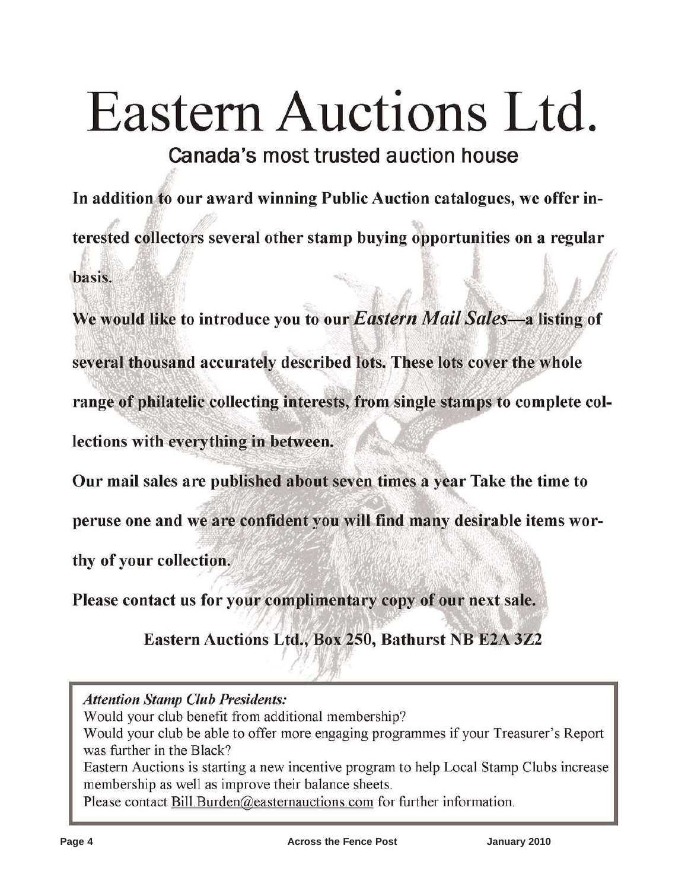# Eastern Auctions Ltd.

## Canada's most trusted auction house

**In addition to our award winning Public Auction catalogues, we offer interested collectors several other stamp buying opportunities on a regular basis.**

**We would like to introduce you to our *Eastern Mail Sales*—a listing of several thousand accurately described lots. These lots cover the whole range of philatelic collecting interests, from single stamps to complete collections with everything in between.**

**Our mail sales are published about seven times a year Take the time to peruse one and we are confident you will find many desirable items worthy of your collection.**

**Please contact us for your complimentary copy of our next sale.**

**Eastern Auctions Ltd., Box 250, Bathurst NB E2A 3Z2**

---

***Attention Stamp Club Presidents:***

Would your club benefit from additional membership?

Would your club be able to offer more engaging programmes if your Treasurer's Report was further in the Black?

Eastern Auctions is starting a new incentive program to help Local Stamp Clubs increase membership as well as improve their balance sheets.

Please contact Bill.Burden@easternauctions.com for further information.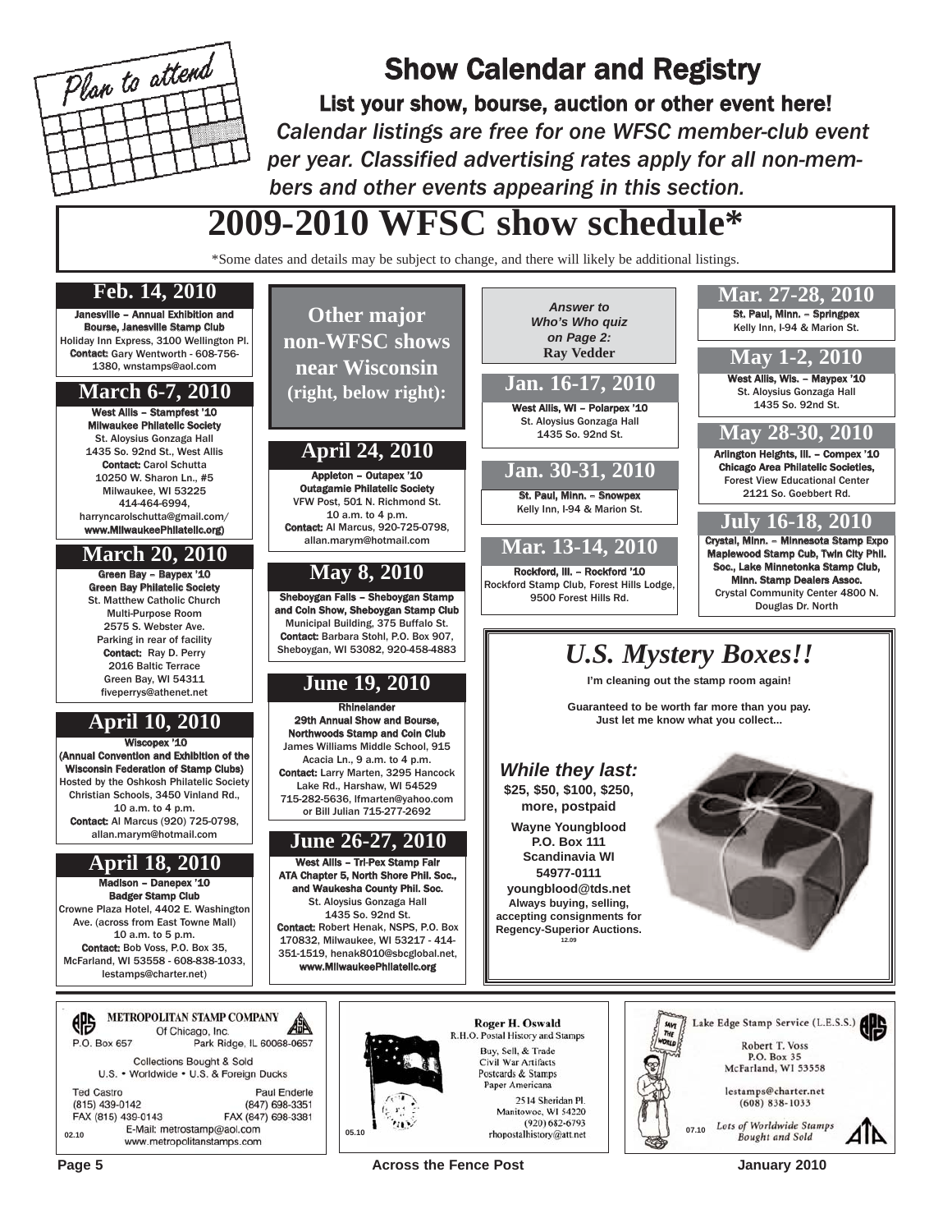# Show Calendar and Registry

## List your show, bourse, auction or other event here!

*Calendar listings are free for one WFSC member-club event per year. Classified advertising rates apply for all non-members and other events appearing in this section.*

# 2009-2010 WFSC show schedule*

*Some dates and details may be subject to change, and there will likely be additional listings.

### Feb. 14, 2010

**Janesville – Annual Exhibition and Bourse, Janesville Stamp Club**
Holiday Inn Express, 3100 Wellington Pl.
**Contact:** Gary Wentworth - 608-756-1380, wnstamps@aol.com

### March 6-7, 2010

**West Allis – Stampfest '10**
**Milwaukee Philatelic Society**
St. Aloysius Gonzaga Hall
1435 So. 92nd St., West Allis
**Contact:** Carol Schutta
10250 W. Sharon Ln., #5
Milwaukee, WI 53225
414-464-6994,
harryncarolschutta@gmail.com/
**www.MilwaukeePhilatelic.org)**

### March 20, 2010

**Green Bay – Baypex '10**
**Green Bay Philatelic Society**
St. Matthew Catholic Church
Multi-Purpose Room
2575 S. Webster Ave.
Parking in rear of facility
**Contact:** Ray D. Perry
2016 Baltic Terrace
Green Bay, WI 54311
fiveperrys@athenet.net

### April 10, 2010

**Wiscopex '10**
**(Annual Convention and Exhibition of the Wisconsin Federation of Stamp Clubs)**
Hosted by the Oshkosh Philatelic Society
Christian Schools, 3450 Vinland Rd.,
10 a.m. to 4 p.m.
**Contact:** Al Marcus (920) 725-0798,
allan.marym@hotmail.com

### April 18, 2010

**Madison – Danepex '10**
**Badger Stamp Club**
Crowne Plaza Hotel, 4402 E. Washington Ave. (across from East Towne Mall)
10 a.m. to 5 p.m.
**Contact:** Bob Voss, P.O. Box 35,
McFarland, WI 53558 - 608-838-1033,
lestamps@charter.net)

### Other major non-WFSC shows near Wisconsin (right, below right):

### April 24, 2010

**Appleton – Outapex '10**
**Outagamie Philatelic Society**
VFW Post, 501 N. Richmond St.
10 a.m. to 4 p.m.
**Contact:** Al Marcus, 920-725-0798,
allan.marym@hotmail.com

### May 8, 2010

**Sheboygan Falls – Sheboygan Stamp and Coin Show, Sheboygan Stamp Club**
Municipal Building, 375 Buffalo St.
**Contact:** Barbara Stohl, P.O. Box 907,
Sheboygan, WI 53082, 920-458-4883

### June 19, 2010

**Rhinelander**
**29th Annual Show and Bourse, Northwoods Stamp and Coin Club**
James Williams Middle School, 915 Acacia Ln., 9 a.m. to 4 p.m.
**Contact:** Larry Marten, 3295 Hancock Lake Rd., Harshaw, WI 54529
715-282-5636, lfmarten@yahoo.com
or Bill Julian 715-277-2692

### June 26-27, 2010

**West Allis – Tri-Pex Stamp Fair**
**ATA Chapter 5, North Shore Phil. Soc., and Waukesha County Phil. Soc.**
St. Aloysius Gonzaga Hall
1435 So. 92nd St.
**Contact:** Robert Henak, NSPS, P.O. Box 170832, Milwaukee, WI 53217 - 414-351-1519, henak8010@sbcglobal.net,
**www.MilwaukeePhilatelic.org**

*Answer to Who's Who quiz on Page 2:*
**Ray Vedder**

### Jan. 16-17, 2010

**West Allis, WI – Polarpex '10**
St. Aloysius Gonzaga Hall
1435 So. 92nd St.

### Jan. 30-31, 2010

**St. Paul, Minn. – Snowpex**
Kelly Inn, I-94 & Marion St.

### Mar. 13-14, 2010

**Rockford, Ill. – Rockford '10**
Rockford Stamp Club, Forest Hills Lodge, 9500 Forest Hills Rd.

### Mar. 27-28, 2010

**St. Paul, Minn. – Springpex**
Kelly Inn, I-94 & Marion St.

### May 1-2, 2010

**West Allis, Wis. – Maypex '10**
St. Aloysius Gonzaga Hall
1435 So. 92nd St.

### May 28-30, 2010

**Arlington Heights, Ill. – Compex '10**
**Chicago Area Philatelic Societies,**
Forest View Educational Center
2121 So. Goebbert Rd.

### July 16-18, 2010

**Crystal, Minn. – Minnesota Stamp Expo**
**Maplewood Stamp Cub, Twin City Phil. Soc., Lake Minnetonka Stamp Club, Minn. Stamp Dealers Assoc.**
Crystal Community Center 4800 N. Douglas Dr. North

## *U.S. Mystery Boxes!!*

**I'm cleaning out the stamp room again!**

**Guaranteed to be worth far more than you pay. Just let me know what you collect...**

***While they last:***
**$25, $50, $100, $250, more, postpaid**

**Wayne Youngblood**
**P.O. Box 111**
**Scandinavia WI**
**54977-0111**
**youngblood@tds.net**
**Always buying, selling, accepting consignments for Regency-Superior Auctions.**
12.09

---

**METROPOLITAN STAMP COMPANY**
Of Chicago, Inc.
P.O. Box 657 Park Ridge, IL 60068-0657

Collections Bought & Sold
U.S. • Worldwide • U.S. & Foreign Ducks

Ted Castro (815) 439-0142 FAX (815) 439-0143
Paul Enderle (847) 698-3351 FAX (847) 698-3381
E-Mail: metrostamp@aol.com
www.metropolitanstamps.com
02.10

---

**Roger H. Oswald**
R.H.O. Postal History and Stamps
Buy, Sell, & Trade
Civil War Artifacts
Postcards & Stamps
Paper Americana
2514 Sheridan Pl.
Manitowoc, WI 54220
(920) 682-6793
rhopostalhistory@att.net
05.10

---

Lake Edge Stamp Service (L.E.S.S.)
Robert T. Voss
P.O. Box 35
McFarland, WI 53558
lestamps@charter.net
(608) 838-1033
*Lots of Worldwide Stamps Bought and Sold*
07.10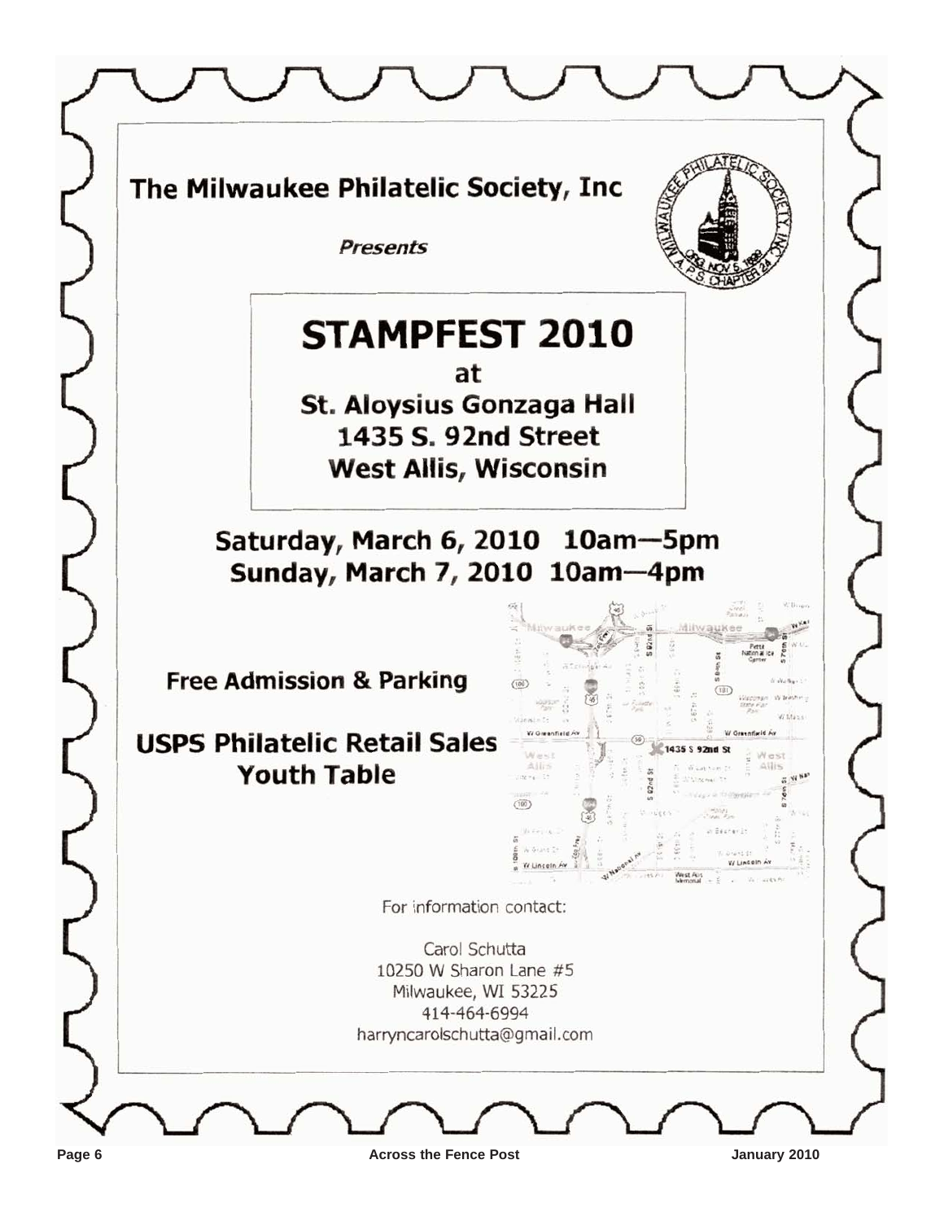# The Milwaukee Philatelic Society, Inc

*Presents*

# STAMPFEST 2010

## at

## St. Aloysius Gonzaga Hall
## 1435 S. 92nd Street
## West Allis, Wisconsin

## Saturday, March 6, 2010 10am—5pm
## Sunday, March 7, 2010 10am—4pm

**Free Admission & Parking**

**USPS Philatelic Retail Sales**
**Youth Table**

For information contact:

Carol Schutta
10250 W Sharon Lane #5
Milwaukee, WI 53225
414-464-6994
harryncarolschutta@gmail.com